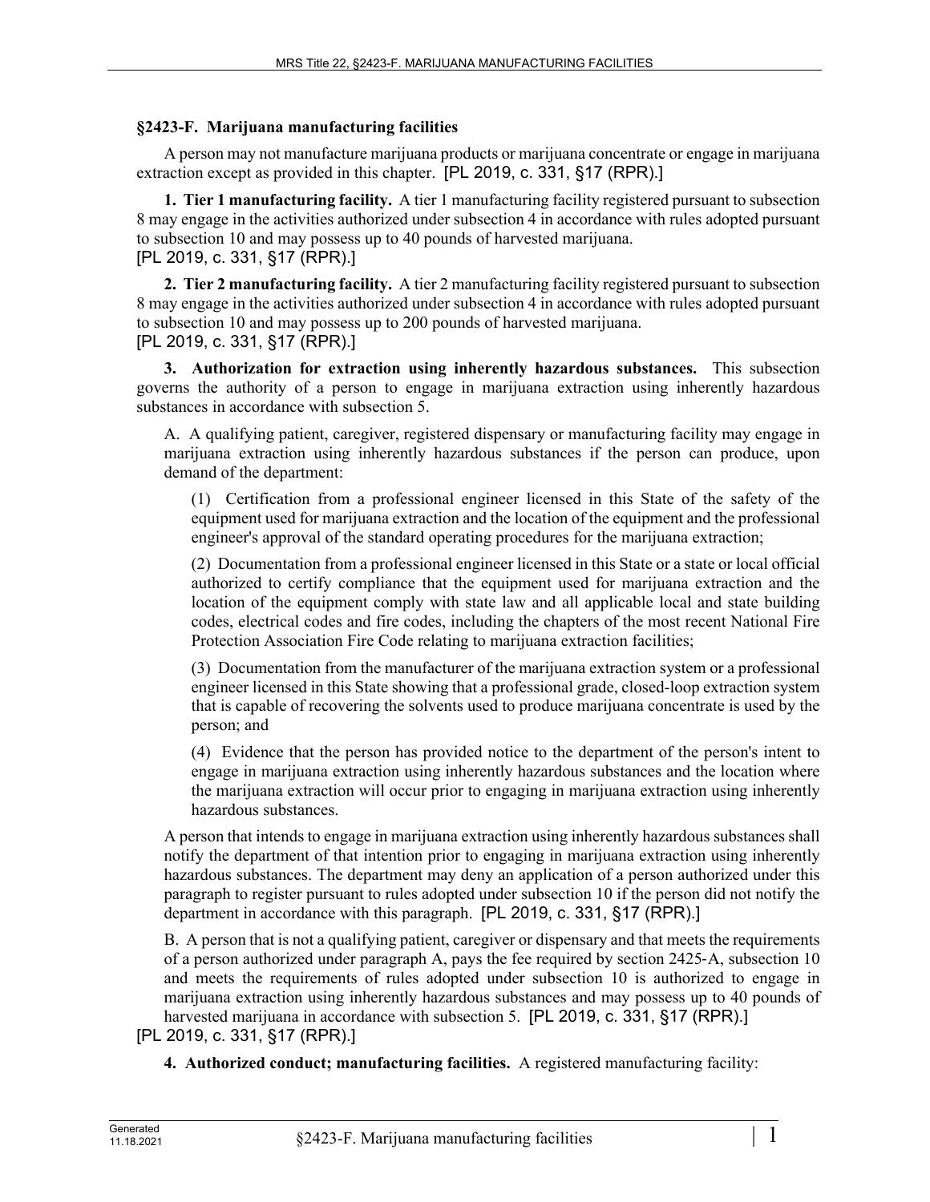## §2423-F. Marijuana manufacturing facilities

A person may not manufacture marijuana products or marijuana concentrate or engage in marijuana extraction except as provided in this chapter. [PL 2019, c. 331, §17 (RPR).]

**1. Tier 1 manufacturing facility.** A tier 1 manufacturing facility registered pursuant to subsection 8 may engage in the activities authorized under subsection 4 in accordance with rules adopted pursuant to subsection 10 and may possess up to 40 pounds of harvested marijuana.
[PL 2019, c. 331, §17 (RPR).]

**2. Tier 2 manufacturing facility.** A tier 2 manufacturing facility registered pursuant to subsection 8 may engage in the activities authorized under subsection 4 in accordance with rules adopted pursuant to subsection 10 and may possess up to 200 pounds of harvested marijuana.
[PL 2019, c. 331, §17 (RPR).]

**3. Authorization for extraction using inherently hazardous substances.** This subsection governs the authority of a person to engage in marijuana extraction using inherently hazardous substances in accordance with subsection 5.

A. A qualifying patient, caregiver, registered dispensary or manufacturing facility may engage in marijuana extraction using inherently hazardous substances if the person can produce, upon demand of the department:

(1) Certification from a professional engineer licensed in this State of the safety of the equipment used for marijuana extraction and the location of the equipment and the professional engineer's approval of the standard operating procedures for the marijuana extraction;

(2) Documentation from a professional engineer licensed in this State or a state or local official authorized to certify compliance that the equipment used for marijuana extraction and the location of the equipment comply with state law and all applicable local and state building codes, electrical codes and fire codes, including the chapters of the most recent National Fire Protection Association Fire Code relating to marijuana extraction facilities;

(3) Documentation from the manufacturer of the marijuana extraction system or a professional engineer licensed in this State showing that a professional grade, closed-loop extraction system that is capable of recovering the solvents used to produce marijuana concentrate is used by the person; and

(4) Evidence that the person has provided notice to the department of the person's intent to engage in marijuana extraction using inherently hazardous substances and the location where the marijuana extraction will occur prior to engaging in marijuana extraction using inherently hazardous substances.

A person that intends to engage in marijuana extraction using inherently hazardous substances shall notify the department of that intention prior to engaging in marijuana extraction using inherently hazardous substances. The department may deny an application of a person authorized under this paragraph to register pursuant to rules adopted under subsection 10 if the person did not notify the department in accordance with this paragraph. [PL 2019, c. 331, §17 (RPR).]

B. A person that is not a qualifying patient, caregiver or dispensary and that meets the requirements of a person authorized under paragraph A, pays the fee required by section 2425-A, subsection 10 and meets the requirements of rules adopted under subsection 10 is authorized to engage in marijuana extraction using inherently hazardous substances and may possess up to 40 pounds of harvested marijuana in accordance with subsection 5. [PL 2019, c. 331, §17 (RPR).]

[PL 2019, c. 331, §17 (RPR).]

**4. Authorized conduct; manufacturing facilities.** A registered manufacturing facility: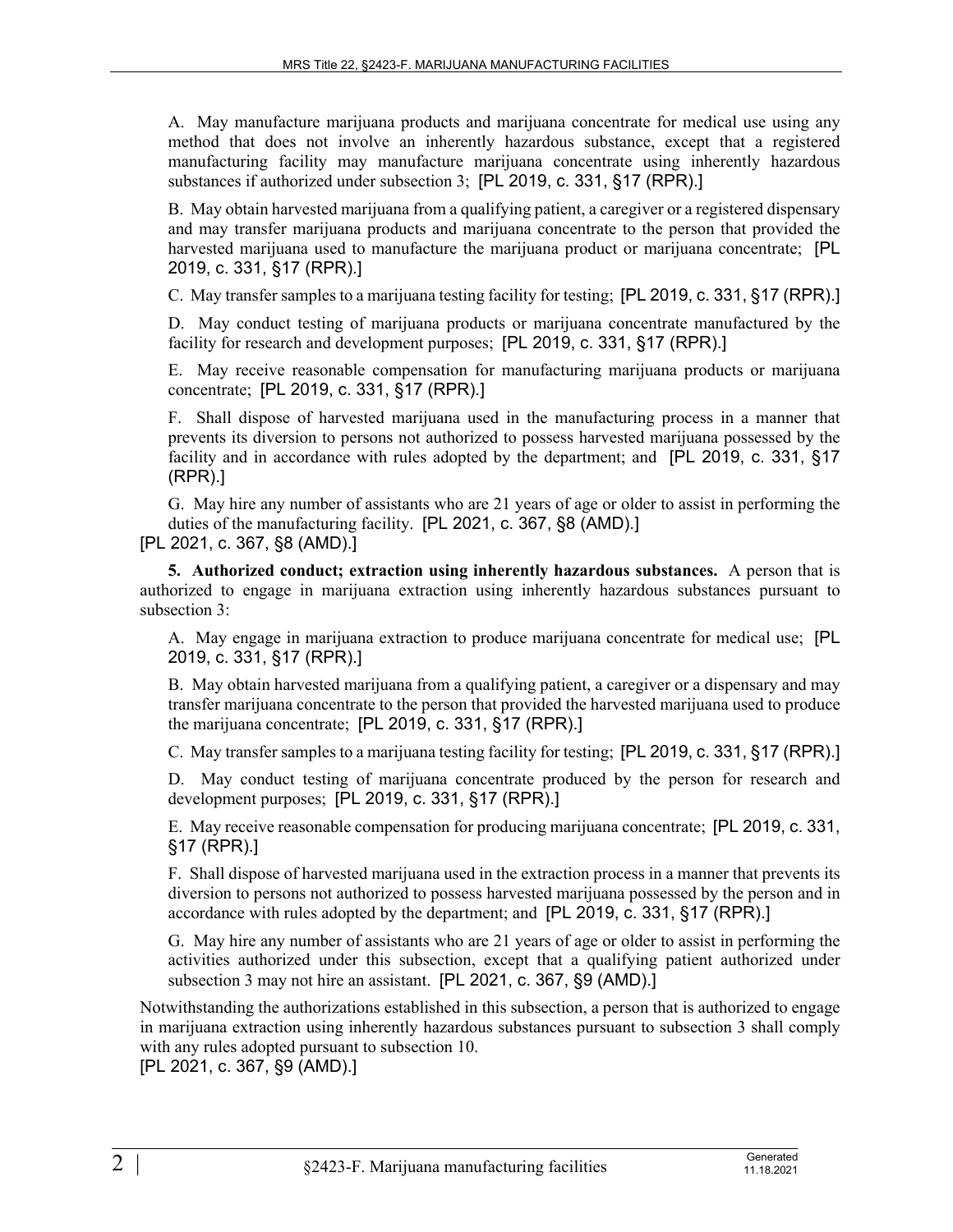A. May manufacture marijuana products and marijuana concentrate for medical use using any method that does not involve an inherently hazardous substance, except that a registered manufacturing facility may manufacture marijuana concentrate using inherently hazardous substances if authorized under subsection 3; [PL 2019, c. 331, §17 (RPR).]

B. May obtain harvested marijuana from a qualifying patient, a caregiver or a registered dispensary and may transfer marijuana products and marijuana concentrate to the person that provided the harvested marijuana used to manufacture the marijuana product or marijuana concentrate; [PL 2019, c. 331, §17 (RPR).]

C. May transfer samples to a marijuana testing facility for testing; [PL 2019, c. 331, §17 (RPR).]

D. May conduct testing of marijuana products or marijuana concentrate manufactured by the facility for research and development purposes; [PL 2019, c. 331, §17 (RPR).]

E. May receive reasonable compensation for manufacturing marijuana products or marijuana concentrate; [PL 2019, c. 331, §17 (RPR).]

F. Shall dispose of harvested marijuana used in the manufacturing process in a manner that prevents its diversion to persons not authorized to possess harvested marijuana possessed by the facility and in accordance with rules adopted by the department; and [PL 2019, c. 331, §17 (RPR).]

G. May hire any number of assistants who are 21 years of age or older to assist in performing the duties of the manufacturing facility. [PL 2021, c. 367, §8 (AMD).]

[PL 2021, c. 367, §8 (AMD).]

**5. Authorized conduct; extraction using inherently hazardous substances.** A person that is authorized to engage in marijuana extraction using inherently hazardous substances pursuant to subsection 3:

A. May engage in marijuana extraction to produce marijuana concentrate for medical use; [PL 2019, c. 331, §17 (RPR).]

B. May obtain harvested marijuana from a qualifying patient, a caregiver or a dispensary and may transfer marijuana concentrate to the person that provided the harvested marijuana used to produce the marijuana concentrate; [PL 2019, c. 331, §17 (RPR).]

C. May transfer samples to a marijuana testing facility for testing; [PL 2019, c. 331, §17 (RPR).]

D. May conduct testing of marijuana concentrate produced by the person for research and development purposes; [PL 2019, c. 331, §17 (RPR).]

E. May receive reasonable compensation for producing marijuana concentrate; [PL 2019, c. 331, §17 (RPR).]

F. Shall dispose of harvested marijuana used in the extraction process in a manner that prevents its diversion to persons not authorized to possess harvested marijuana possessed by the person and in accordance with rules adopted by the department; and [PL 2019, c. 331, §17 (RPR).]

G. May hire any number of assistants who are 21 years of age or older to assist in performing the activities authorized under this subsection, except that a qualifying patient authorized under subsection 3 may not hire an assistant. [PL 2021, c. 367, §9 (AMD).]

Notwithstanding the authorizations established in this subsection, a person that is authorized to engage in marijuana extraction using inherently hazardous substances pursuant to subsection 3 shall comply with any rules adopted pursuant to subsection 10.

[PL 2021, c. 367, §9 (AMD).]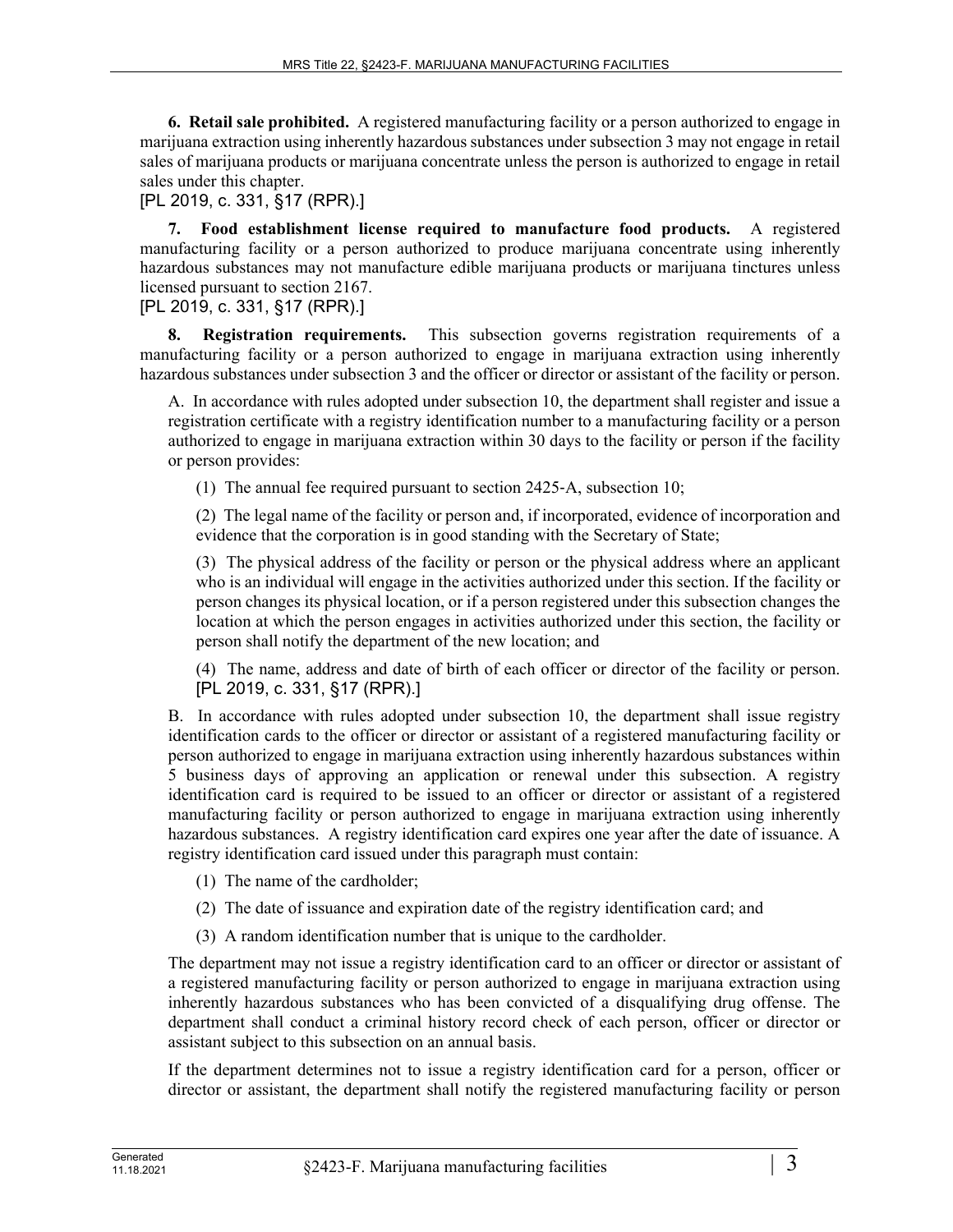**6. Retail sale prohibited.** A registered manufacturing facility or a person authorized to engage in marijuana extraction using inherently hazardous substances under subsection 3 may not engage in retail sales of marijuana products or marijuana concentrate unless the person is authorized to engage in retail sales under this chapter.

[PL 2019, c. 331, §17 (RPR).]

**7. Food establishment license required to manufacture food products.** A registered manufacturing facility or a person authorized to produce marijuana concentrate using inherently hazardous substances may not manufacture edible marijuana products or marijuana tinctures unless licensed pursuant to section 2167.

[PL 2019, c. 331, §17 (RPR).]

**8. Registration requirements.** This subsection governs registration requirements of a manufacturing facility or a person authorized to engage in marijuana extraction using inherently hazardous substances under subsection 3 and the officer or director or assistant of the facility or person.

A. In accordance with rules adopted under subsection 10, the department shall register and issue a registration certificate with a registry identification number to a manufacturing facility or a person authorized to engage in marijuana extraction within 30 days to the facility or person if the facility or person provides:

(1) The annual fee required pursuant to section 2425-A, subsection 10;

(2) The legal name of the facility or person and, if incorporated, evidence of incorporation and evidence that the corporation is in good standing with the Secretary of State;

(3) The physical address of the facility or person or the physical address where an applicant who is an individual will engage in the activities authorized under this section. If the facility or person changes its physical location, or if a person registered under this subsection changes the location at which the person engages in activities authorized under this section, the facility or person shall notify the department of the new location; and

(4) The name, address and date of birth of each officer or director of the facility or person.
[PL 2019, c. 331, §17 (RPR).]

B. In accordance with rules adopted under subsection 10, the department shall issue registry identification cards to the officer or director or assistant of a registered manufacturing facility or person authorized to engage in marijuana extraction using inherently hazardous substances within 5 business days of approving an application or renewal under this subsection. A registry identification card is required to be issued to an officer or director or assistant of a registered manufacturing facility or person authorized to engage in marijuana extraction using inherently hazardous substances. A registry identification card expires one year after the date of issuance. A registry identification card issued under this paragraph must contain:

(1) The name of the cardholder;

(2) The date of issuance and expiration date of the registry identification card; and

(3) A random identification number that is unique to the cardholder.

The department may not issue a registry identification card to an officer or director or assistant of a registered manufacturing facility or person authorized to engage in marijuana extraction using inherently hazardous substances who has been convicted of a disqualifying drug offense. The department shall conduct a criminal history record check of each person, officer or director or assistant subject to this subsection on an annual basis.

If the department determines not to issue a registry identification card for a person, officer or director or assistant, the department shall notify the registered manufacturing facility or person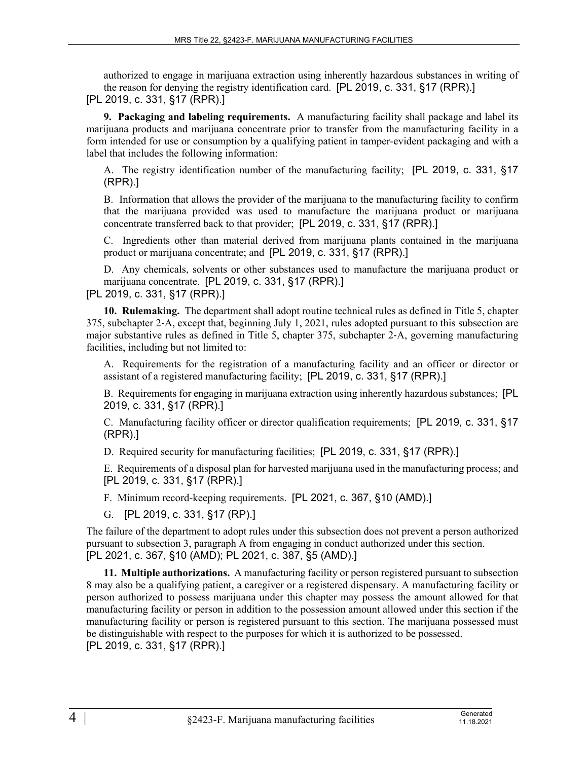authorized to engage in marijuana extraction using inherently hazardous substances in writing of the reason for denying the registry identification card. [PL 2019, c. 331, §17 (RPR).]

[PL 2019, c. 331, §17 (RPR).]

**9. Packaging and labeling requirements.** A manufacturing facility shall package and label its marijuana products and marijuana concentrate prior to transfer from the manufacturing facility in a form intended for use or consumption by a qualifying patient in tamper-evident packaging and with a label that includes the following information:

A. The registry identification number of the manufacturing facility; [PL 2019, c. 331, §17 (RPR).]

B. Information that allows the provider of the marijuana to the manufacturing facility to confirm that the marijuana provided was used to manufacture the marijuana product or marijuana concentrate transferred back to that provider; [PL 2019, c. 331, §17 (RPR).]

C. Ingredients other than material derived from marijuana plants contained in the marijuana product or marijuana concentrate; and [PL 2019, c. 331, §17 (RPR).]

D. Any chemicals, solvents or other substances used to manufacture the marijuana product or marijuana concentrate. [PL 2019, c. 331, §17 (RPR).]

[PL 2019, c. 331, §17 (RPR).]

**10. Rulemaking.** The department shall adopt routine technical rules as defined in Title 5, chapter 375, subchapter 2-A, except that, beginning July 1, 2021, rules adopted pursuant to this subsection are major substantive rules as defined in Title 5, chapter 375, subchapter 2-A, governing manufacturing facilities, including but not limited to:

A. Requirements for the registration of a manufacturing facility and an officer or director or assistant of a registered manufacturing facility; [PL 2019, c. 331, §17 (RPR).]

B. Requirements for engaging in marijuana extraction using inherently hazardous substances; [PL 2019, c. 331, §17 (RPR).]

C. Manufacturing facility officer or director qualification requirements; [PL 2019, c. 331, §17 (RPR).]

D. Required security for manufacturing facilities; [PL 2019, c. 331, §17 (RPR).]

E. Requirements of a disposal plan for harvested marijuana used in the manufacturing process; and [PL 2019, c. 331, §17 (RPR).]

F. Minimum record-keeping requirements. [PL 2021, c. 367, §10 (AMD).]

G. [PL 2019, c. 331, §17 (RP).]

The failure of the department to adopt rules under this subsection does not prevent a person authorized pursuant to subsection 3, paragraph A from engaging in conduct authorized under this section.

[PL 2021, c. 367, §10 (AMD); PL 2021, c. 387, §5 (AMD).]

**11. Multiple authorizations.** A manufacturing facility or person registered pursuant to subsection 8 may also be a qualifying patient, a caregiver or a registered dispensary. A manufacturing facility or person authorized to possess marijuana under this chapter may possess the amount allowed for that manufacturing facility or person in addition to the possession amount allowed under this section if the manufacturing facility or person is registered pursuant to this section. The marijuana possessed must be distinguishable with respect to the purposes for which it is authorized to be possessed.

[PL 2019, c. 331, §17 (RPR).]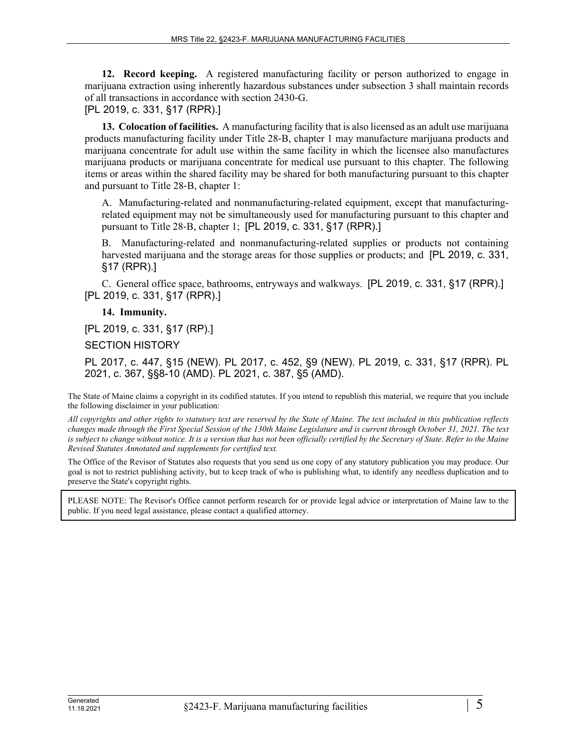**12. Record keeping.** A registered manufacturing facility or person authorized to engage in marijuana extraction using inherently hazardous substances under subsection 3 shall maintain records of all transactions in accordance with section 2430-G.

[PL 2019, c. 331, §17 (RPR).]

**13. Colocation of facilities.** A manufacturing facility that is also licensed as an adult use marijuana products manufacturing facility under Title 28-B, chapter 1 may manufacture marijuana products and marijuana concentrate for adult use within the same facility in which the licensee also manufactures marijuana products or marijuana concentrate for medical use pursuant to this chapter. The following items or areas within the shared facility may be shared for both manufacturing pursuant to this chapter and pursuant to Title 28-B, chapter 1:

A. Manufacturing-related and nonmanufacturing-related equipment, except that manufacturing-related equipment may not be simultaneously used for manufacturing pursuant to this chapter and pursuant to Title 28-B, chapter 1; [PL 2019, c. 331, §17 (RPR).]

B. Manufacturing-related and nonmanufacturing-related supplies or products not containing harvested marijuana and the storage areas for those supplies or products; and [PL 2019, c. 331, §17 (RPR).]

C. General office space, bathrooms, entryways and walkways. [PL 2019, c. 331, §17 (RPR).]

[PL 2019, c. 331, §17 (RPR).]

**14. Immunity.**

[PL 2019, c. 331, §17 (RP).]

SECTION HISTORY

PL 2017, c. 447, §15 (NEW). PL 2017, c. 452, §9 (NEW). PL 2019, c. 331, §17 (RPR). PL 2021, c. 367, §§8-10 (AMD). PL 2021, c. 387, §5 (AMD).

The State of Maine claims a copyright in its codified statutes. If you intend to republish this material, we require that you include the following disclaimer in your publication:

*All copyrights and other rights to statutory text are reserved by the State of Maine. The text included in this publication reflects changes made through the First Special Session of the 130th Maine Legislature and is current through October 31, 2021. The text is subject to change without notice. It is a version that has not been officially certified by the Secretary of State. Refer to the Maine Revised Statutes Annotated and supplements for certified text.*

The Office of the Revisor of Statutes also requests that you send us one copy of any statutory publication you may produce. Our goal is not to restrict publishing activity, but to keep track of who is publishing what, to identify any needless duplication and to preserve the State's copyright rights.

PLEASE NOTE: The Revisor's Office cannot perform research for or provide legal advice or interpretation of Maine law to the public. If you need legal assistance, please contact a qualified attorney.